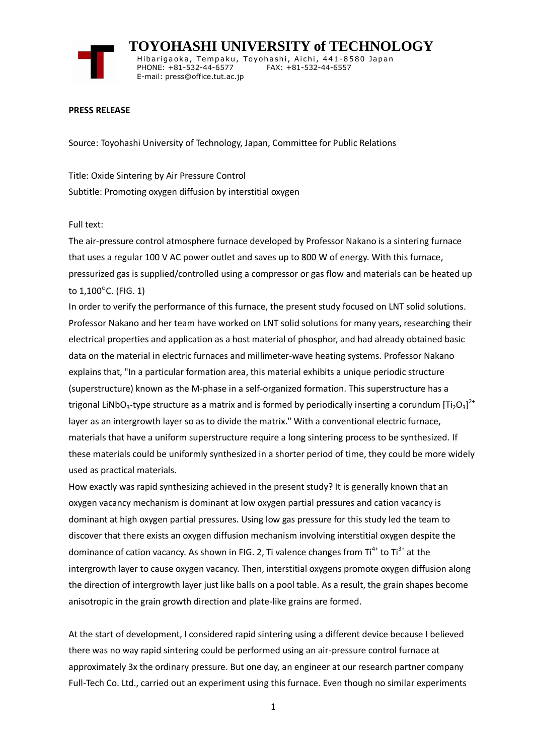# TOYOHASHI UNIVERSITY of TECHNOLOGY

Hibarigaoka, Tempaku, Toyohashi, Aichi, 441-8580 Japan
PHONE: +81-532-44-6577 FAX: +81-532-44-6557
E-mail: press@office.tut.ac.jp

**PRESS RELEASE**

Source: Toyohashi University of Technology, Japan, Committee for Public Relations

Title: Oxide Sintering by Air Pressure Control
Subtitle: Promoting oxygen diffusion by interstitial oxygen

Full text:

The air-pressure control atmosphere furnace developed by Professor Nakano is a sintering furnace that uses a regular 100 V AC power outlet and saves up to 800 W of energy. With this furnace, pressurized gas is supplied/controlled using a compressor or gas flow and materials can be heated up to 1,100°C. (FIG. 1)

In order to verify the performance of this furnace, the present study focused on LNT solid solutions. Professor Nakano and her team have worked on LNT solid solutions for many years, researching their electrical properties and application as a host material of phosphor, and had already obtained basic data on the material in electric furnaces and millimeter-wave heating systems. Professor Nakano explains that, "In a particular formation area, this material exhibits a unique periodic structure (superstructure) known as the M-phase in a self-organized formation. This superstructure has a trigonal $LiNbO_3$-type structure as a matrix and is formed by periodically inserting a corundum $[Ti_2O_3]^{2+}$ layer as an intergrowth layer so as to divide the matrix." With a conventional electric furnace, materials that have a uniform superstructure require a long sintering process to be synthesized. If these materials could be uniformly synthesized in a shorter period of time, they could be more widely used as practical materials.

How exactly was rapid synthesizing achieved in the present study? It is generally known that an oxygen vacancy mechanism is dominant at low oxygen partial pressures and cation vacancy is dominant at high oxygen partial pressures. Using low gas pressure for this study led the team to discover that there exists an oxygen diffusion mechanism involving interstitial oxygen despite the dominance of cation vacancy. As shown in FIG. 2, Ti valence changes from $Ti^{4+}$ to $Ti^{3+}$ at the intergrowth layer to cause oxygen vacancy. Then, interstitial oxygens promote oxygen diffusion along the direction of intergrowth layer just like balls on a pool table. As a result, the grain shapes become anisotropic in the grain growth direction and plate-like grains are formed.

At the start of development, I considered rapid sintering using a different device because I believed there was no way rapid sintering could be performed using an air-pressure control furnace at approximately 3x the ordinary pressure. But one day, an engineer at our research partner company Full-Tech Co. Ltd., carried out an experiment using this furnace. Even though no similar experiments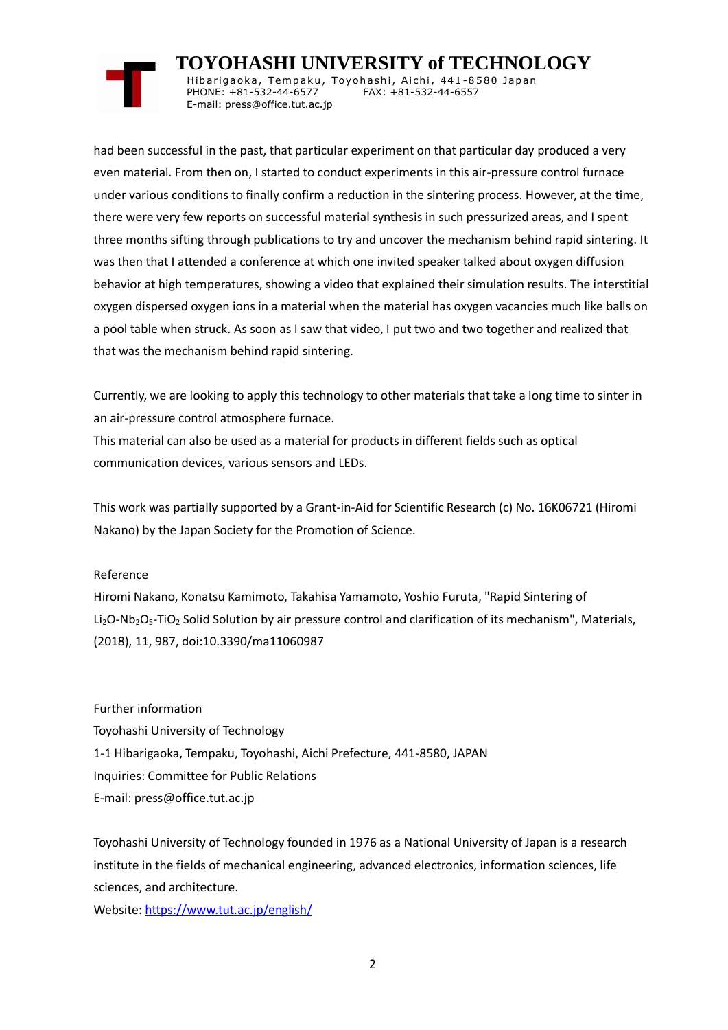had been successful in the past, that particular experiment on that particular day produced a very even material. From then on, I started to conduct experiments in this air-pressure control furnace under various conditions to finally confirm a reduction in the sintering process. However, at the time, there were very few reports on successful material synthesis in such pressurized areas, and I spent three months sifting through publications to try and uncover the mechanism behind rapid sintering. It was then that I attended a conference at which one invited speaker talked about oxygen diffusion behavior at high temperatures, showing a video that explained their simulation results. The interstitial oxygen dispersed oxygen ions in a material when the material has oxygen vacancies much like balls on a pool table when struck. As soon as I saw that video, I put two and two together and realized that that was the mechanism behind rapid sintering.

Currently, we are looking to apply this technology to other materials that take a long time to sinter in an air-pressure control atmosphere furnace.

This material can also be used as a material for products in different fields such as optical communication devices, various sensors and LEDs.

This work was partially supported by a Grant-in-Aid for Scientific Research (c) No. 16K06721 (Hiromi Nakano) by the Japan Society for the Promotion of Science.

Reference

Hiromi Nakano, Konatsu Kamimoto, Takahisa Yamamoto, Yoshio Furuta, "Rapid Sintering of $Li_2O$-$Nb_2O_5$-$TiO_2$ Solid Solution by air pressure control and clarification of its mechanism", Materials, (2018), 11, 987, doi:10.3390/ma11060987

Further information

Toyohashi University of Technology

1-1 Hibarigaoka, Tempaku, Toyohashi, Aichi Prefecture, 441-8580, JAPAN

Inquiries: Committee for Public Relations

E-mail: press@office.tut.ac.jp

Toyohashi University of Technology founded in 1976 as a National University of Japan is a research institute in the fields of mechanical engineering, advanced electronics, information sciences, life sciences, and architecture.

Website: https://www.tut.ac.jp/english/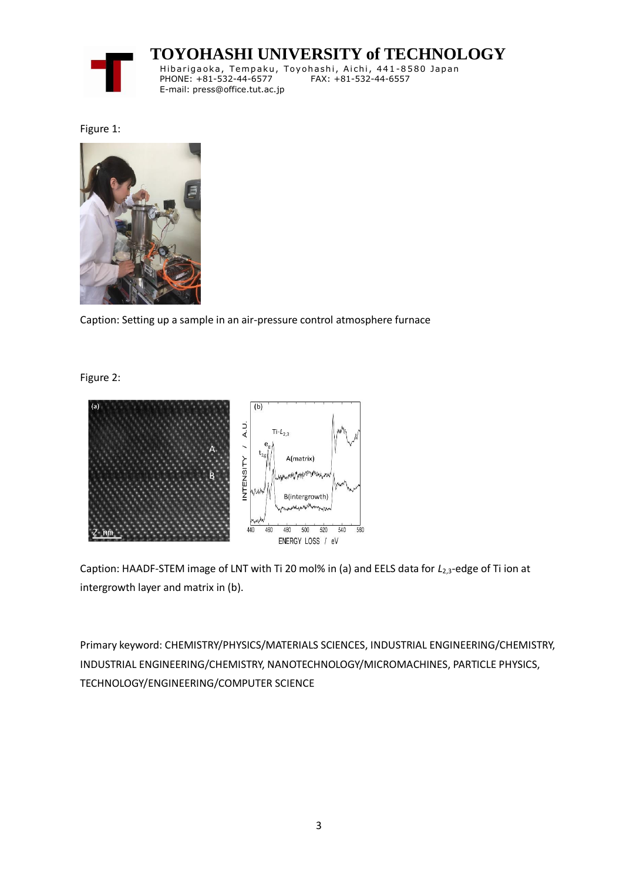Figure 1:

Caption: Setting up a sample in an air-pressure control atmosphere furnace

Figure 2:

(a)

A

B

2 nm

(b)

Ti-$L_{2,3}$

$e_g$

$t_{2g}$

A(matrix)

B(intergrowth)

INTENSITY / A.U.

440 460 480 500 520 540 560

ENERGY LOSS / eV

Caption: HAADF-STEM image of LNT with Ti 20 mol% in (a) and EELS data for $L_{2,3}$-edge of Ti ion at intergrowth layer and matrix in (b).

Primary keyword: CHEMISTRY/PHYSICS/MATERIALS SCIENCES, INDUSTRIAL ENGINEERING/CHEMISTRY, INDUSTRIAL ENGINEERING/CHEMISTRY, NANOTECHNOLOGY/MICROMACHINES, PARTICLE PHYSICS, TECHNOLOGY/ENGINEERING/COMPUTER SCIENCE